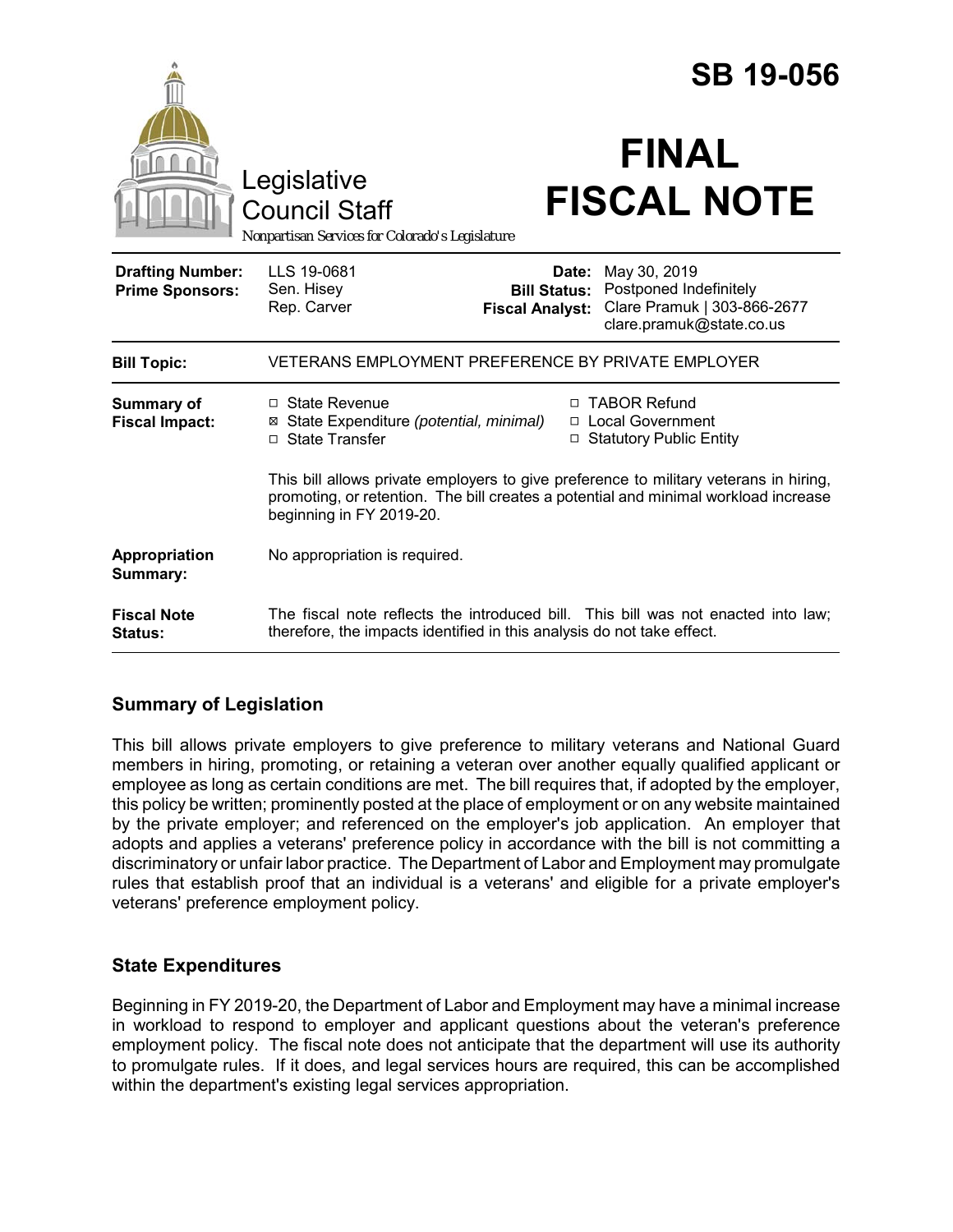# SB 19-056

Legislative Council Staff

*Nonpartisan Services for Colorado's Legislature*

# FINAL FISCAL NOTE

| | | | |
|---|---|---|---|
| **Drafting Number:** | LLS 19-0681 | **Date:** | May 30, 2019 |
| **Prime Sponsors:** | Sen. Hisey<br>Rep. Carver | **Bill Status:** | Postponed Indefinitely |
| | | **Fiscal Analyst:** | Clare Pramuk \| 303-866-2677<br>clare.pramuk@state.co.us |

| | |
|---|---|
| **Bill Topic:** | VETERANS EMPLOYMENT PREFERENCE BY PRIVATE EMPLOYER |
| **Summary of Fiscal Impact:** | ☐ State Revenue<br>☒ State Expenditure *(potential, minimal)*<br>☐ State Transfer<br>☐ TABOR Refund<br>☐ Local Government<br>☐ Statutory Public Entity<br><br>This bill allows private employers to give preference to military veterans in hiring, promoting, or retention. The bill creates a potential and minimal workload increase beginning in FY 2019-20. |
| **Appropriation Summary:** | No appropriation is required. |
| **Fiscal Note Status:** | The fiscal note reflects the introduced bill. This bill was not enacted into law; therefore, the impacts identified in this analysis do not take effect. |

## Summary of Legislation

This bill allows private employers to give preference to military veterans and National Guard members in hiring, promoting, or retaining a veteran over another equally qualified applicant or employee as long as certain conditions are met. The bill requires that, if adopted by the employer, this policy be written; prominently posted at the place of employment or on any website maintained by the private employer; and referenced on the employer's job application. An employer that adopts and applies a veterans' preference policy in accordance with the bill is not committing a discriminatory or unfair labor practice. The Department of Labor and Employment may promulgate rules that establish proof that an individual is a veterans' and eligible for a private employer's veterans' preference employment policy.

## State Expenditures

Beginning in FY 2019-20, the Department of Labor and Employment may have a minimal increase in workload to respond to employer and applicant questions about the veteran's preference employment policy. The fiscal note does not anticipate that the department will use its authority to promulgate rules. If it does, and legal services hours are required, this can be accomplished within the department's existing legal services appropriation.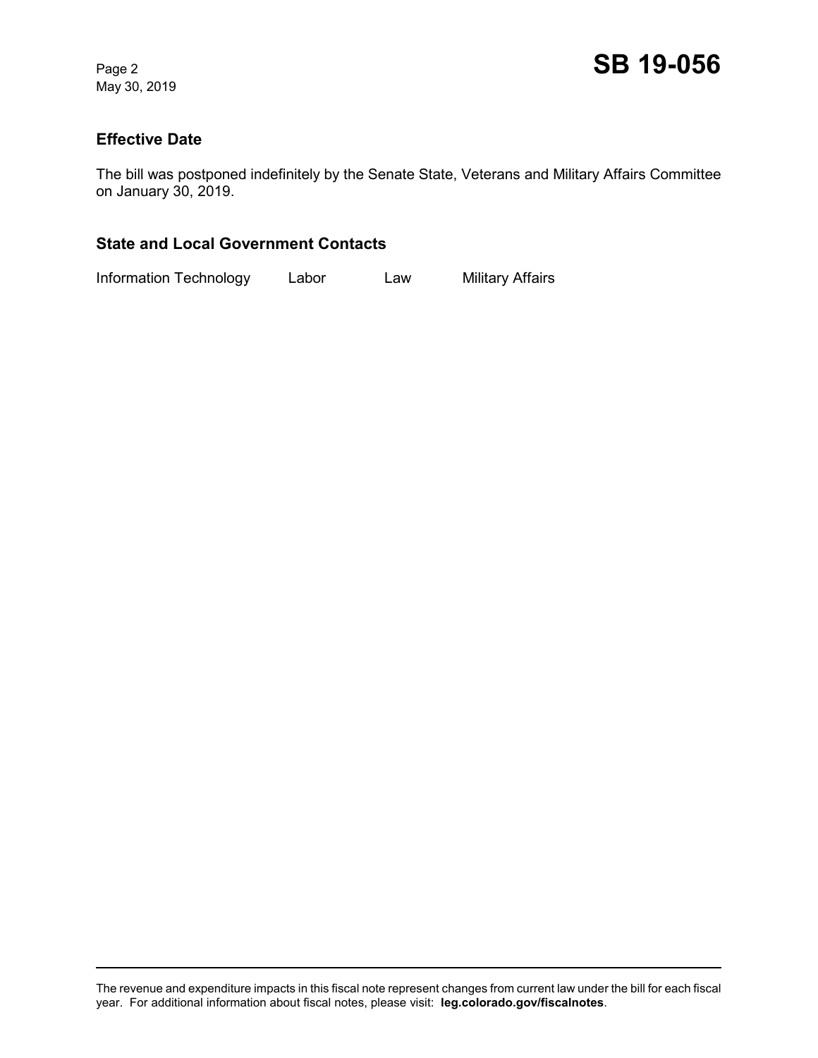## Effective Date

The bill was postponed indefinitely by the Senate State, Veterans and Military Affairs Committee on January 30, 2019.

## State and Local Government Contacts

Information Technology   Labor   Law   Military Affairs

The revenue and expenditure impacts in this fiscal note represent changes from current law under the bill for each fiscal year. For additional information about fiscal notes, please visit: **leg.colorado.gov/fiscalnotes**.